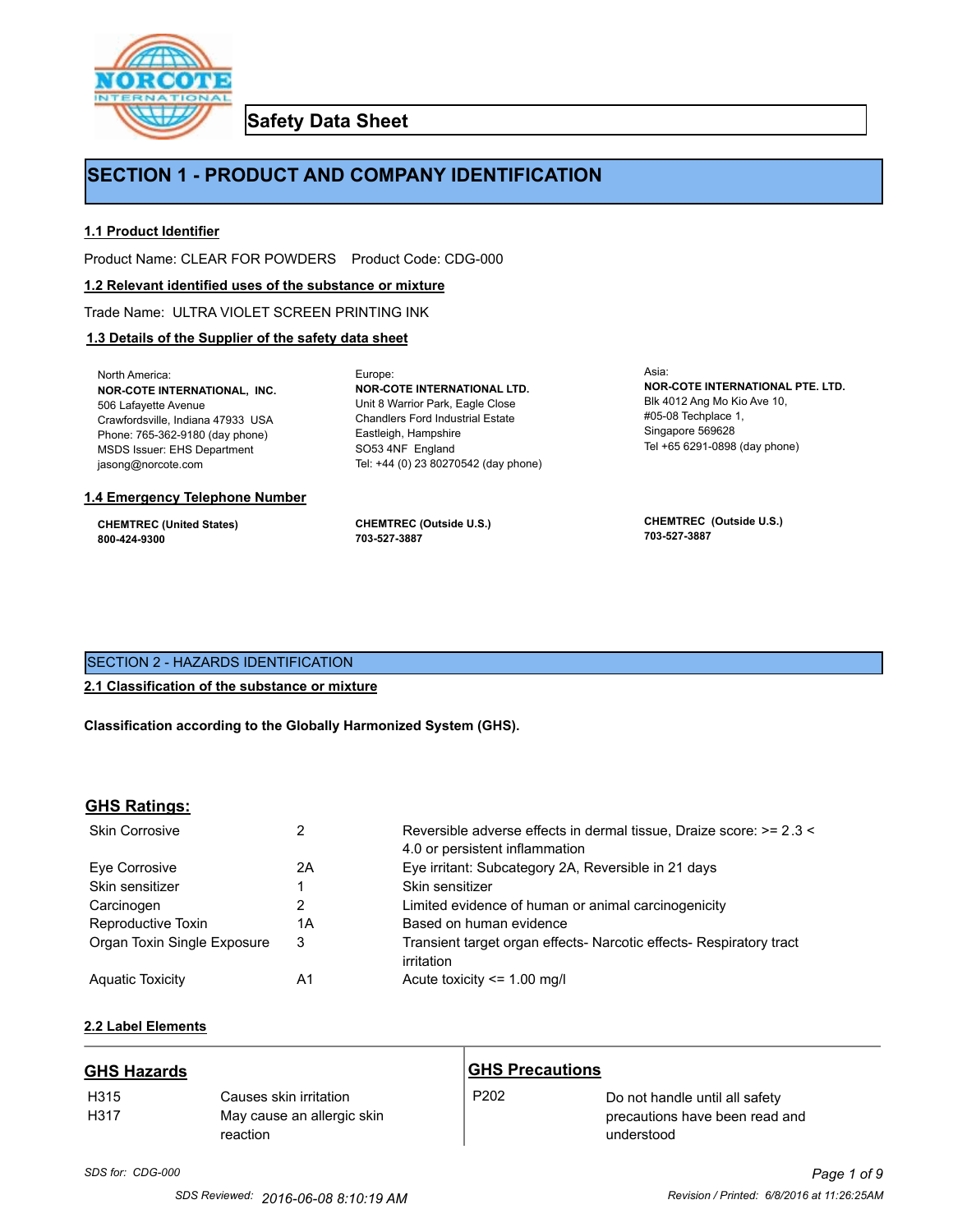# Safety Data Sheet

## SECTION 1 - PRODUCT AND COMPANY IDENTIFICATION

### 1.1 Product Identifier

Product Name: CLEAR FOR POWDERS    Product Code: CDG-000

### 1.2 Relevant identified uses of the substance or mixture

Trade Name: ULTRA VIOLET SCREEN PRINTING INK

### 1.3 Details of the Supplier of the safety data sheet

North America:
**NOR-COTE INTERNATIONAL, INC.**
506 Lafayette Avenue
Crawfordsville, Indiana 47933 USA
Phone: 765-362-9180 (day phone)
MSDS Issuer: EHS Department
jasong@norcote.com

Europe:
**NOR-COTE INTERNATIONAL LTD.**
Unit 8 Warrior Park, Eagle Close
Chandlers Ford Industrial Estate
Eastleigh, Hampshire
SO53 4NF England
Tel: +44 (0) 23 80270542 (day phone)

Asia:
**NOR-COTE INTERNATIONAL PTE. LTD.**
Blk 4012 Ang Mo Kio Ave 10,
#05-08 Techplace 1,
Singapore 569628
Tel +65 6291-0898 (day phone)

### 1.4 Emergency Telephone Number

**CHEMTREC (United States)**
**800-424-9300**

**CHEMTREC (Outside U.S.)**
**703-527-3887**

**CHEMTREC (Outside U.S.)**
**703-527-3887**

## SECTION 2 - HAZARDS IDENTIFICATION

### 2.1 Classification of the substance or mixture

**Classification according to the Globally Harmonized System (GHS).**

### GHS Ratings:

| | | |
|---|---|---|
| Skin Corrosive | 2 | Reversible adverse effects in dermal tissue, Draize score: >= 2.3 < 4.0 or persistent inflammation |
| Eye Corrosive | 2A | Eye irritant: Subcategory 2A, Reversible in 21 days |
| Skin sensitizer | 1 | Skin sensitizer |
| Carcinogen | 2 | Limited evidence of human or animal carcinogenicity |
| Reproductive Toxin | 1A | Based on human evidence |
| Organ Toxin Single Exposure | 3 | Transient target organ effects- Narcotic effects- Respiratory tract irritation |
| Aquatic Toxicity | A1 | Acute toxicity <= 1.00 mg/l |

### 2.2 Label Elements

| GHS Hazards | | GHS Precautions | |
|---|---|---|---|
| H315 | Causes skin irritation | P202 | Do not handle until all safety precautions have been read and understood |
| H317 | May cause an allergic skin reaction | | |

SDS for: CDG-000

SDS Reviewed: 2016-06-08 8:10:19 AM

Revision / Printed: 6/8/2016 at 11:26:25AM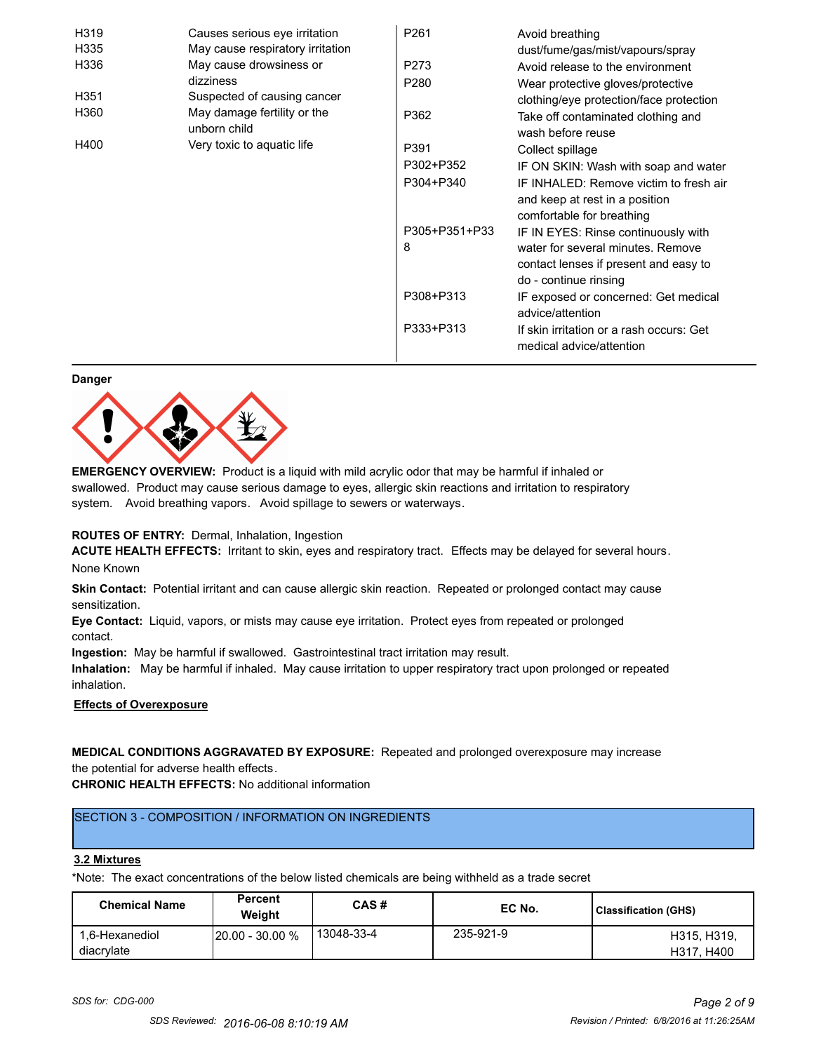| | | | |
|---|---|---|---|
| H319 | Causes serious eye irritation | P261 | Avoid breathing dust/fume/gas/mist/vapours/spray |
| H335 | May cause respiratory irritation | P273 | Avoid release to the environment |
| H336 | May cause drowsiness or dizziness | P280 | Wear protective gloves/protective clothing/eye protection/face protection |
| H351 | Suspected of causing cancer | P362 | Take off contaminated clothing and wash before reuse |
| H360 | May damage fertility or the unborn child | P391 | Collect spillage |
| H400 | Very toxic to aquatic life | P302+P352 | IF ON SKIN: Wash with soap and water |
| | | P304+P340 | IF INHALED: Remove victim to fresh air and keep at rest in a position comfortable for breathing |
| | | P305+P351+P338 | IF IN EYES: Rinse continuously with water for several minutes. Remove contact lenses if present and easy to do - continue rinsing |
| | | P308+P313 | IF exposed or concerned: Get medical advice/attention |
| | | P333+P313 | If skin irritation or a rash occurs: Get medical advice/attention |

**Danger**

**EMERGENCY OVERVIEW:** Product is a liquid with mild acrylic odor that may be harmful if inhaled or swallowed. Product may cause serious damage to eyes, allergic skin reactions and irritation to respiratory system. Avoid breathing vapors. Avoid spillage to sewers or waterways.

**ROUTES OF ENTRY:** Dermal, Inhalation, Ingestion

**ACUTE HEALTH EFFECTS:** Irritant to skin, eyes and respiratory tract. Effects may be delayed for several hours.

None Known

**Skin Contact:** Potential irritant and can cause allergic skin reaction. Repeated or prolonged contact may cause sensitization.

**Eye Contact:** Liquid, vapors, or mists may cause eye irritation. Protect eyes from repeated or prolonged contact.

**Ingestion:** May be harmful if swallowed. Gastrointestinal tract irritation may result.

**Inhalation:** May be harmful if inhaled. May cause irritation to upper respiratory tract upon prolonged or repeated inhalation.

**Effects of Overexposure**

**MEDICAL CONDITIONS AGGRAVATED BY EXPOSURE:** Repeated and prolonged overexposure may increase the potential for adverse health effects.

**CHRONIC HEALTH EFFECTS:** No additional information

## SECTION 3 - COMPOSITION / INFORMATION ON INGREDIENTS

**3.2 Mixtures**

*Note: The exact concentrations of the below listed chemicals are being withheld as a trade secret

| Chemical Name | Percent Weight | CAS # | EC No. | Classification (GHS) |
|---|---|---|---|---|
| 1,6-Hexanediol diacrylate | 20.00 - 30.00 % | 13048-33-4 | 235-921-9 | H315, H319, H317, H400 |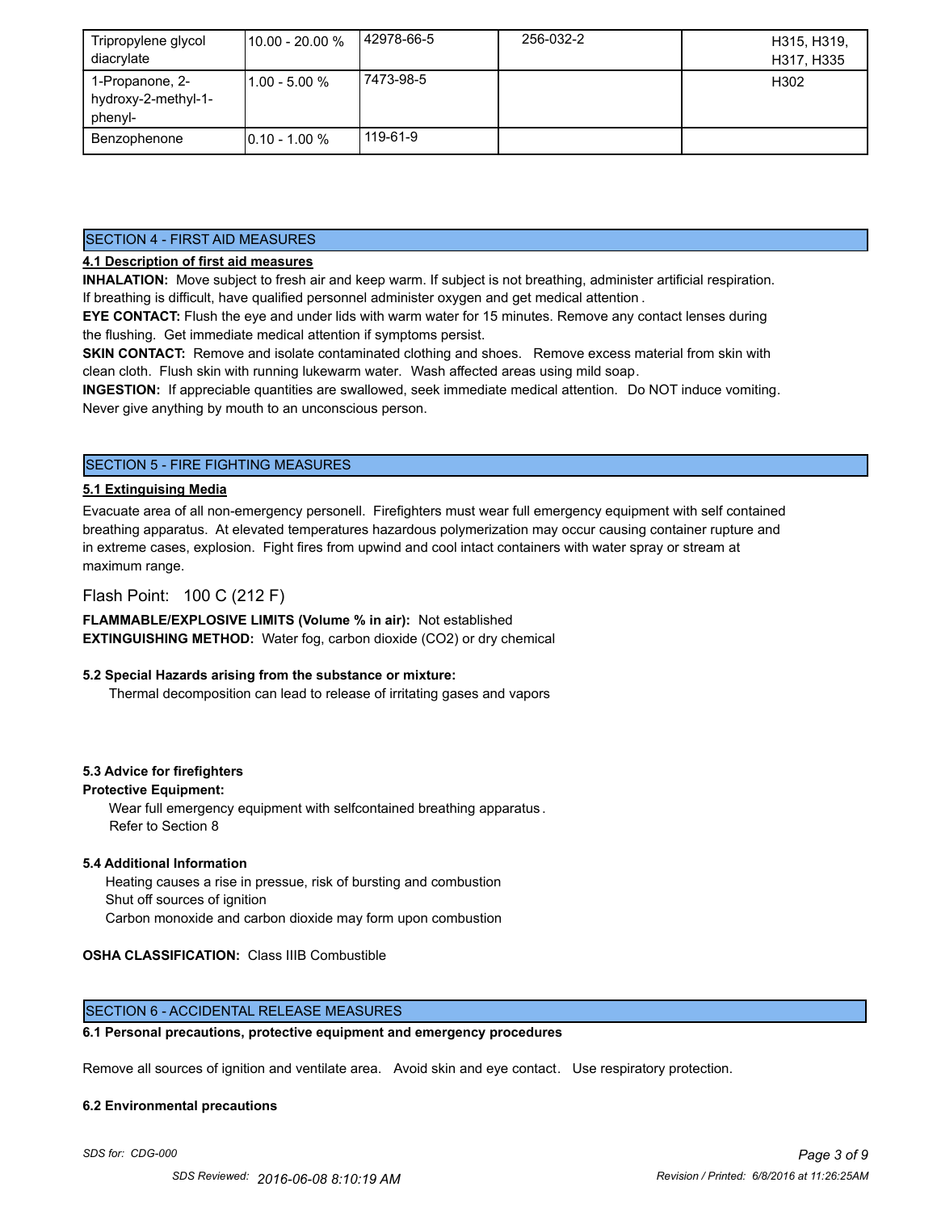| | | | | |
|---|---|---|---|---|
| Tripropylene glycol diacrylate | 10.00 - 20.00 % | 42978-66-5 | 256-032-2 | H315, H319, H317, H335 |
| 1-Propanone, 2-hydroxy-2-methyl-1-phenyl- | 1.00 - 5.00 % | 7473-98-5 | | H302 |
| Benzophenone | 0.10 - 1.00 % | 119-61-9 | | |

## SECTION 4 - FIRST AID MEASURES

**4.1 Description of first aid measures**

**INHALATION:** Move subject to fresh air and keep warm. If subject is not breathing, administer artificial respiration. If breathing is difficult, have qualified personnel administer oxygen and get medical attention.

**EYE CONTACT:** Flush the eye and under lids with warm water for 15 minutes. Remove any contact lenses during the flushing. Get immediate medical attention if symptoms persist.

**SKIN CONTACT:** Remove and isolate contaminated clothing and shoes. Remove excess material from skin with clean cloth. Flush skin with running lukewarm water. Wash affected areas using mild soap.

**INGESTION:** If appreciable quantities are swallowed, seek immediate medical attention. Do NOT induce vomiting. Never give anything by mouth to an unconscious person.

## SECTION 5 - FIRE FIGHTING MEASURES

**5.1 Extinguising Media**

Evacuate area of all non-emergency personell. Firefighters must wear full emergency equipment with self contained breathing apparatus. At elevated temperatures hazardous polymerization may occur causing container rupture and in extreme cases, explosion. Fight fires from upwind and cool intact containers with water spray or stream at maximum range.

Flash Point: 100 C (212 F)

**FLAMMABLE/EXPLOSIVE LIMITS (Volume % in air):** Not established

**EXTINGUISHING METHOD:** Water fog, carbon dioxide ($CO_2$) or dry chemical

**5.2 Special Hazards arising from the substance or mixture:**

Thermal decomposition can lead to release of irritating gases and vapors

**5.3 Advice for firefighters**

**Protective Equipment:**

Wear full emergency equipment with selfcontained breathing apparatus.
Refer to Section 8

**5.4 Additional Information**

Heating causes a rise in pressue, risk of bursting and combustion
Shut off sources of ignition
Carbon monoxide and carbon dioxide may form upon combustion

**OSHA CLASSIFICATION:** Class IIIB Combustible

## SECTION 6 - ACCIDENTAL RELEASE MEASURES

**6.1 Personal precautions, protective equipment and emergency procedures**

Remove all sources of ignition and ventilate area. Avoid skin and eye contact. Use respiratory protection.

**6.2 Environmental precautions**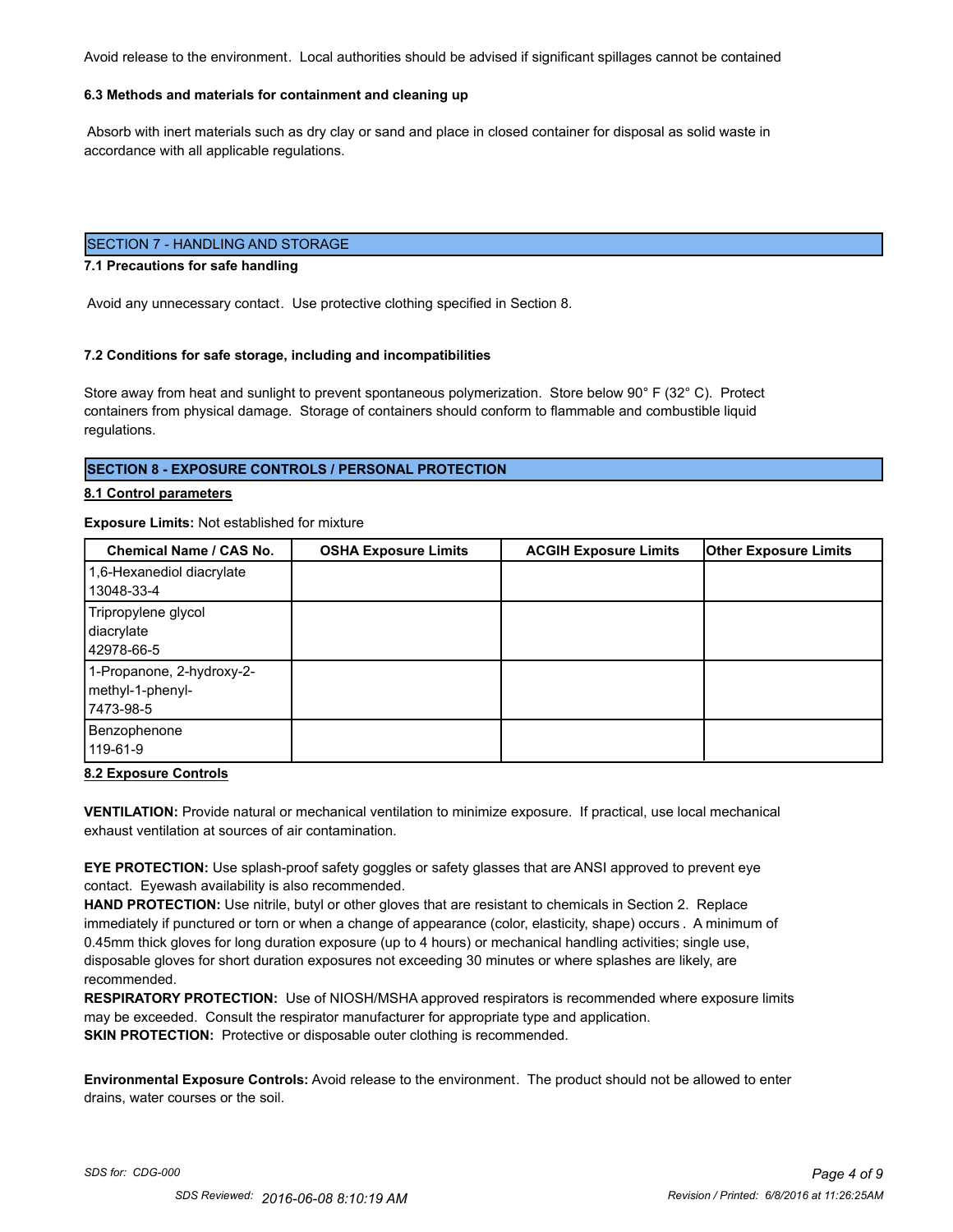Avoid release to the environment. Local authorities should be advised if significant spillages cannot be contained

**6.3 Methods and materials for containment and cleaning up**

Absorb with inert materials such as dry clay or sand and place in closed container for disposal as solid waste in accordance with all applicable regulations.

## SECTION 7 - HANDLING AND STORAGE

**7.1 Precautions for safe handling**

Avoid any unnecessary contact. Use protective clothing specified in Section 8.

**7.2 Conditions for safe storage, including and incompatibilities**

Store away from heat and sunlight to prevent spontaneous polymerization. Store below 90° F (32° C). Protect containers from physical damage. Storage of containers should conform to flammable and combustible liquid regulations.

## SECTION 8 - EXPOSURE CONTROLS / PERSONAL PROTECTION

**8.1 Control parameters**

**Exposure Limits:** Not established for mixture

| Chemical Name / CAS No. | OSHA Exposure Limits | ACGIH Exposure Limits | Other Exposure Limits |
|---|---|---|---|
| 1,6-Hexanediol diacrylate 13048-33-4 | | | |
| Tripropylene glycol diacrylate 42978-66-5 | | | |
| 1-Propanone, 2-hydroxy-2-methyl-1-phenyl- 7473-98-5 | | | |
| Benzophenone 119-61-9 | | | |

**8.2 Exposure Controls**

**VENTILATION:** Provide natural or mechanical ventilation to minimize exposure. If practical, use local mechanical exhaust ventilation at sources of air contamination.

**EYE PROTECTION:** Use splash-proof safety goggles or safety glasses that are ANSI approved to prevent eye contact. Eyewash availability is also recommended.

**HAND PROTECTION:** Use nitrile, butyl or other gloves that are resistant to chemicals in Section 2. Replace immediately if punctured or torn or when a change of appearance (color, elasticity, shape) occurs . A minimum of 0.45mm thick gloves for long duration exposure (up to 4 hours) or mechanical handling activities; single use, disposable gloves for short duration exposures not exceeding 30 minutes or where splashes are likely, are recommended.

**RESPIRATORY PROTECTION:** Use of NIOSH/MSHA approved respirators is recommended where exposure limits may be exceeded. Consult the respirator manufacturer for appropriate type and application.

**SKIN PROTECTION:** Protective or disposable outer clothing is recommended.

**Environmental Exposure Controls:** Avoid release to the environment. The product should not be allowed to enter drains, water courses or the soil.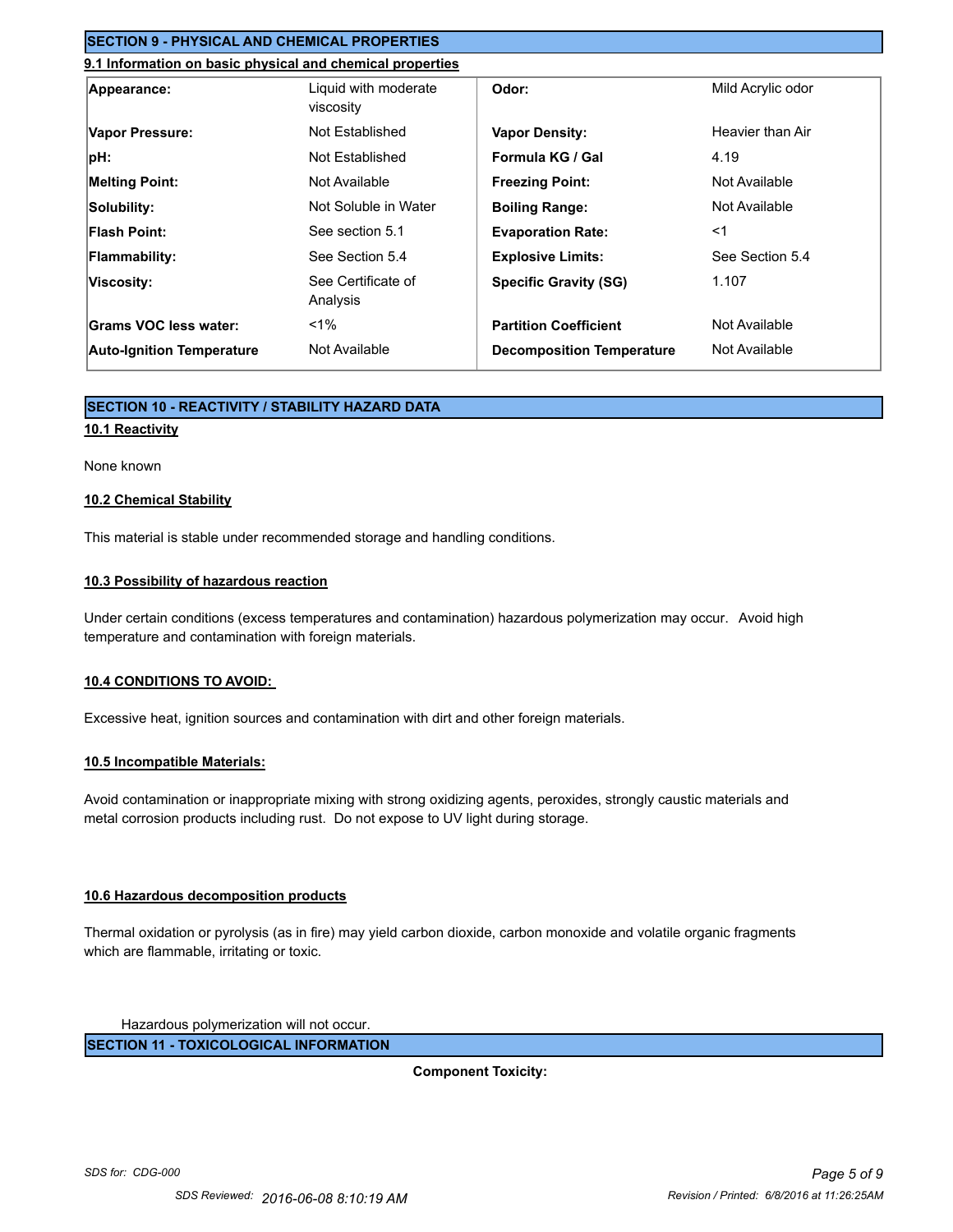## SECTION 9 - PHYSICAL AND CHEMICAL PROPERTIES

### 9.1 Information on basic physical and chemical properties

| | | | |
|---|---|---|---|
| **Appearance:** | Liquid with moderate viscosity | **Odor:** | Mild Acrylic odor |
| **Vapor Pressure:** | Not Established | **Vapor Density:** | Heavier than Air |
| **pH:** | Not Established | **Formula KG / Gal** | 4.19 |
| **Melting Point:** | Not Available | **Freezing Point:** | Not Available |
| **Solubility:** | Not Soluble in Water | **Boiling Range:** | Not Available |
| **Flash Point:** | See section 5.1 | **Evaporation Rate:** | <1 |
| **Flammability:** | See Section 5.4 | **Explosive Limits:** | See Section 5.4 |
| **Viscosity:** | See Certificate of Analysis | **Specific Gravity (SG)** | 1.107 |
| **Grams VOC less water:** | <1% | **Partition Coefficient** | Not Available |
| **Auto-Ignition Temperature** | Not Available | **Decomposition Temperature** | Not Available |

## SECTION 10 - REACTIVITY / STABILITY HAZARD DATA

### 10.1 Reactivity

None known

### 10.2 Chemical Stability

This material is stable under recommended storage and handling conditions.

### 10.3 Possibility of hazardous reaction

Under certain conditions (excess temperatures and contamination) hazardous polymerization may occur. Avoid high temperature and contamination with foreign materials.

### 10.4 CONDITIONS TO AVOID:

Excessive heat, ignition sources and contamination with dirt and other foreign materials.

### 10.5 Incompatible Materials:

Avoid contamination or inappropriate mixing with strong oxidizing agents, peroxides, strongly caustic materials and metal corrosion products including rust. Do not expose to UV light during storage.

### 10.6 Hazardous decomposition products

Thermal oxidation or pyrolysis (as in fire) may yield carbon dioxide, carbon monoxide and volatile organic fragments which are flammable, irritating or toxic.

Hazardous polymerization will not occur.

## SECTION 11 - TOXICOLOGICAL INFORMATION

**Component Toxicity:**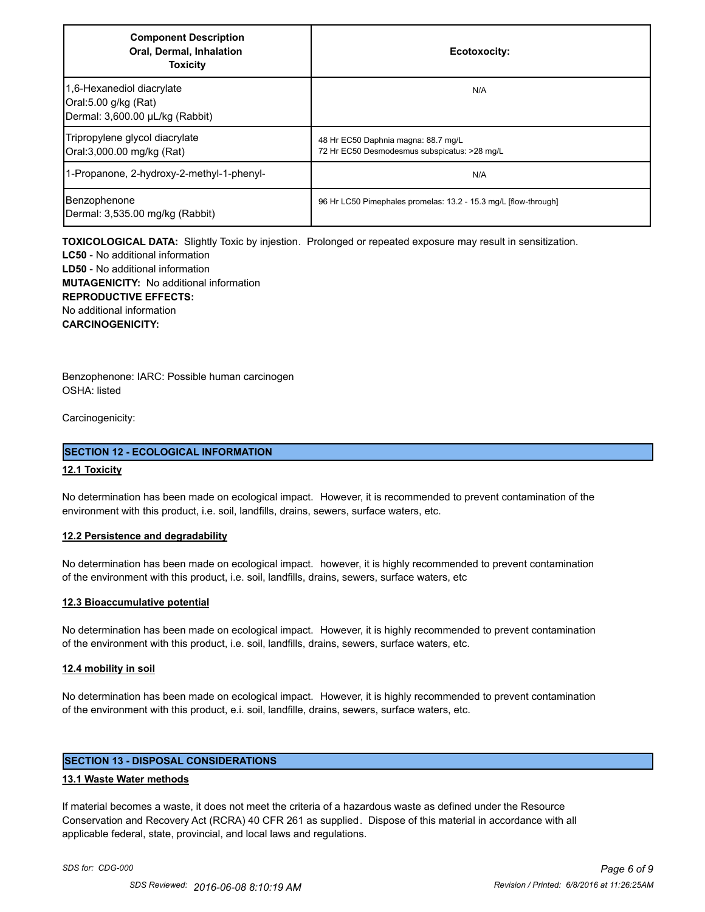| Component Description<br>Oral, Dermal, Inhalation<br>Toxicity | Ecotoxocity: |
|---|---|
| 1,6-Hexanediol diacrylate<br>Oral:5.00 g/kg (Rat)<br>Dermal: 3,600.00 µL/kg (Rabbit) | N/A |
| Tripropylene glycol diacrylate<br>Oral:3,000.00 mg/kg (Rat) | 48 Hr EC50 Daphnia magna: 88.7 mg/L<br>72 Hr EC50 Desmodesmus subspicatus: >28 mg/L |
| 1-Propanone, 2-hydroxy-2-methyl-1-phenyl- | N/A |
| Benzophenone<br>Dermal: 3,535.00 mg/kg (Rabbit) | 96 Hr LC50 Pimephales promelas: 13.2 - 15.3 mg/L [flow-through] |

**TOXICOLOGICAL DATA:** Slightly Toxic by injestion. Prolonged or repeated exposure may result in sensitization.
**LC50** - No additional information
**LD50** - No additional information
**MUTAGENICITY:** No additional information
**REPRODUCTIVE EFFECTS:**
No additional information
**CARCINOGENICITY:**

Benzophenone: IARC: Possible human carcinogen
OSHA: listed

Carcinogenicity:

## SECTION 12 - ECOLOGICAL INFORMATION

### 12.1 Toxicity

No determination has been made on ecological impact. However, it is recommended to prevent contamination of the environment with this product, i.e. soil, landfills, drains, sewers, surface waters, etc.

### 12.2 Persistence and degradability

No determination has been made on ecological impact. however, it is highly recommended to prevent contamination of the environment with this product, i.e. soil, landfills, drains, sewers, surface waters, etc

### 12.3 Bioaccumulative potential

No determination has been made on ecological impact. However, it is highly recommended to prevent contamination of the environment with this product, i.e. soil, landfills, drains, sewers, surface waters, etc.

### 12.4 mobility in soil

No determination has been made on ecological impact. However, it is highly recommended to prevent contamination of the environment with this product, e.i. soil, landfille, drains, sewers, surface waters, etc.

## SECTION 13 - DISPOSAL CONSIDERATIONS

### 13.1 Waste Water methods

If material becomes a waste, it does not meet the criteria of a hazardous waste as defined under the Resource Conservation and Recovery Act (RCRA) 40 CFR 261 as supplied. Dispose of this material in accordance with all applicable federal, state, provincial, and local laws and regulations.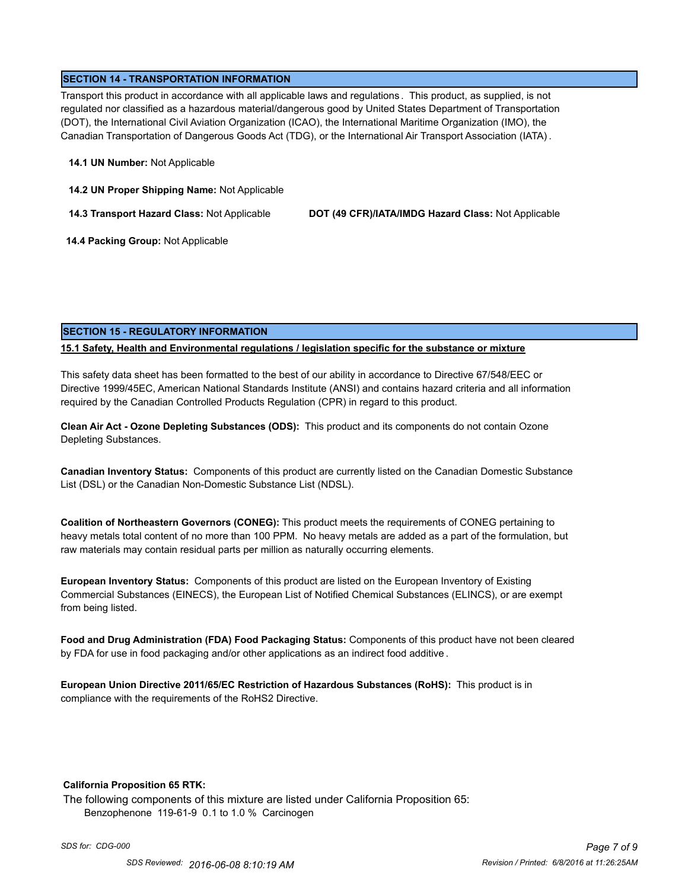## SECTION 14 - TRANSPORTATION INFORMATION

Transport this product in accordance with all applicable laws and regulations. This product, as supplied, is not regulated nor classified as a hazardous material/dangerous good by United States Department of Transportation (DOT), the International Civil Aviation Organization (ICAO), the International Maritime Organization (IMO), the Canadian Transportation of Dangerous Goods Act (TDG), or the International Air Transport Association (IATA).

**14.1 UN Number:** Not Applicable

**14.2 UN Proper Shipping Name:** Not Applicable

**14.3 Transport Hazard Class:** Not Applicable **DOT (49 CFR)/IATA/IMDG Hazard Class:** Not Applicable

**14.4 Packing Group:** Not Applicable

## SECTION 15 - REGULATORY INFORMATION

**15.1 Safety, Health and Environmental regulations / legislation specific for the substance or mixture**

This safety data sheet has been formatted to the best of our ability in accordance to Directive 67/548/EEC or Directive 1999/45EC, American National Standards Institute (ANSI) and contains hazard criteria and all information required by the Canadian Controlled Products Regulation (CPR) in regard to this product.

**Clean Air Act - Ozone Depleting Substances (ODS):** This product and its components do not contain Ozone Depleting Substances.

**Canadian Inventory Status:** Components of this product are currently listed on the Canadian Domestic Substance List (DSL) or the Canadian Non-Domestic Substance List (NDSL).

**Coalition of Northeastern Governors (CONEG):** This product meets the requirements of CONEG pertaining to heavy metals total content of no more than 100 PPM. No heavy metals are added as a part of the formulation, but raw materials may contain residual parts per million as naturally occurring elements.

**European Inventory Status:** Components of this product are listed on the European Inventory of Existing Commercial Substances (EINECS), the European List of Notified Chemical Substances (ELINCS), or are exempt from being listed.

**Food and Drug Administration (FDA) Food Packaging Status:** Components of this product have not been cleared by FDA for use in food packaging and/or other applications as an indirect food additive.

**European Union Directive 2011/65/EC Restriction of Hazardous Substances (RoHS):** This product is in compliance with the requirements of the RoHS2 Directive.

**California Proposition 65 RTK:**

The following components of this mixture are listed under California Proposition 65:

Benzophenone 119-61-9 0.1 to 1.0 % Carcinogen

*SDS for: CDG-000*

*SDS Reviewed: 2016-06-08 8:10:19 AM* *Revision / Printed: 6/8/2016 at 11:26:25AM*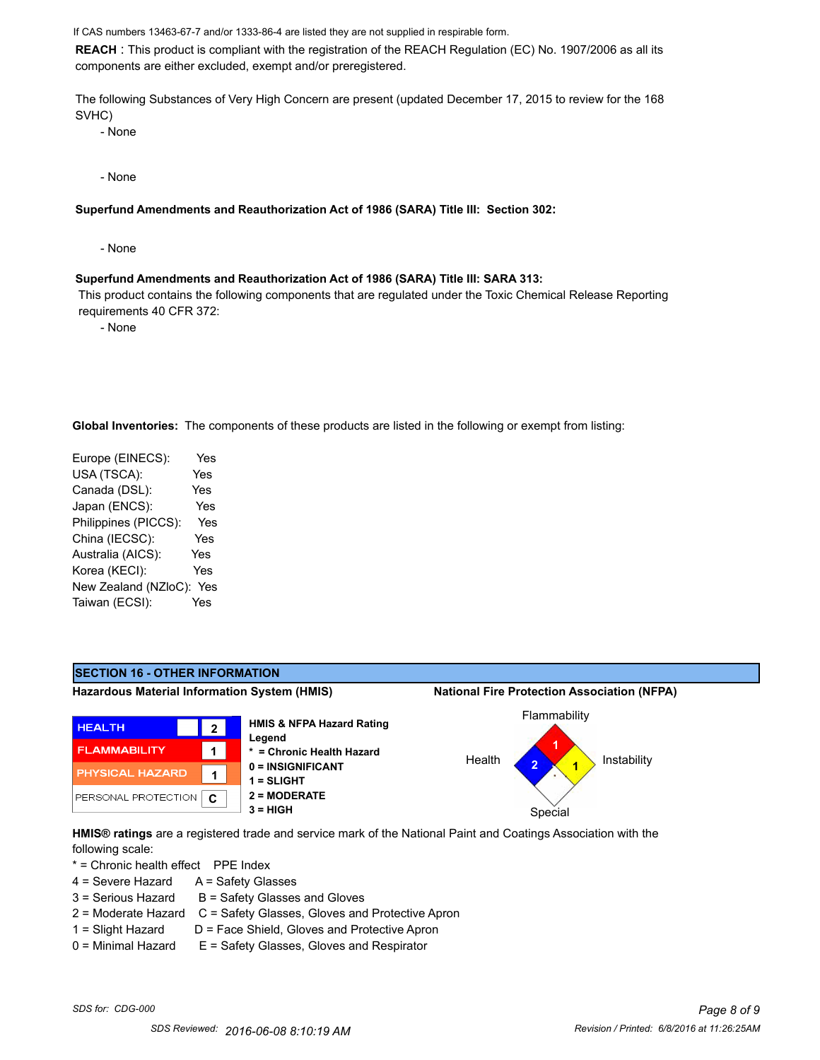If CAS numbers 13463-67-7 and/or 1333-86-4 are listed they are not supplied in respirable form.

**REACH** : This product is compliant with the registration of the REACH Regulation (EC) No. 1907/2006 as all its components are either excluded, exempt and/or preregistered.

The following Substances of Very High Concern are present (updated December 17, 2015 to review for the 168 SVHC)

- None

- None

**Superfund Amendments and Reauthorization Act of 1986 (SARA) Title III: Section 302:**

- None

**Superfund Amendments and Reauthorization Act of 1986 (SARA) Title III: SARA 313:**

This product contains the following components that are regulated under the Toxic Chemical Release Reporting requirements 40 CFR 372:

- None

**Global Inventories:** The components of these products are listed in the following or exempt from listing:

| | |
|---|---|
| Europe (EINECS): | Yes |
| USA (TSCA): | Yes |
| Canada (DSL): | Yes |
| Japan (ENCS): | Yes |
| Philippines (PICCS): | Yes |
| China (IECSC): | Yes |
| Australia (AICS): | Yes |
| Korea (KECI): | Yes |
| New Zealand (NZIoC): | Yes |
| Taiwan (ECSI): | Yes |

## SECTION 16 - OTHER INFORMATION

**Hazardous Material Information System (HMIS)**

| | |
|---|---|
| HEALTH | 2 |
| FLAMMABILITY | 1 |
| PHYSICAL HAZARD | 1 |
| PERSONAL PROTECTION | C |

**HMIS & NFPA Hazard Rating Legend**
**\* = Chronic Health Hazard**
**0 = INSIGNIFICANT**
**1 = SLIGHT**
**2 = MODERATE**
**3 = HIGH**

**National Fire Protection Association (NFPA)**

Flammability: 1
Health: 2
Instability: 1
Special:

**HMIS® ratings** are a registered trade and service mark of the National Paint and Coatings Association with the following scale:

| | |
|---|---|
| * = Chronic health effect | PPE Index |
| 4 = Severe Hazard | A = Safety Glasses |
| 3 = Serious Hazard | B = Safety Glasses and Gloves |
| 2 = Moderate Hazard | C = Safety Glasses, Gloves and Protective Apron |
| 1 = Slight Hazard | D = Face Shield, Gloves and Protective Apron |
| 0 = Minimal Hazard | E = Safety Glasses, Gloves and Respirator |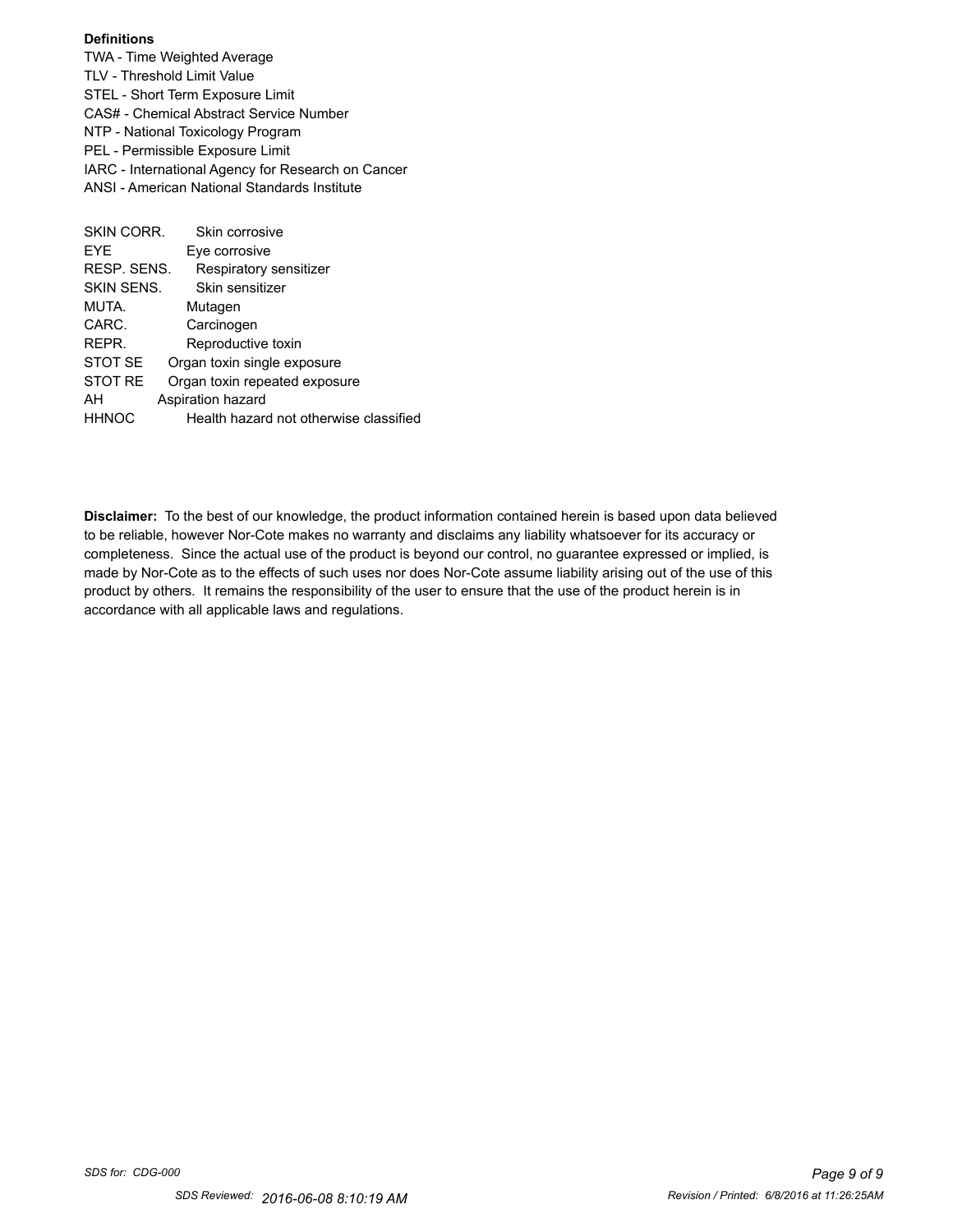**Definitions**

TWA - Time Weighted Average
TLV - Threshold Limit Value
STEL - Short Term Exposure Limit
CAS# - Chemical Abstract Service Number
NTP - National Toxicology Program
PEL - Permissible Exposure Limit
IARC - International Agency for Research on Cancer
ANSI - American National Standards Institute

| | |
|---|---|
| SKIN CORR. | Skin corrosive |
| EYE | Eye corrosive |
| RESP. SENS. | Respiratory sensitizer |
| SKIN SENS. | Skin sensitizer |
| MUTA. | Mutagen |
| CARC. | Carcinogen |
| REPR. | Reproductive toxin |
| STOT SE | Organ toxin single exposure |
| STOT RE | Organ toxin repeated exposure |
| AH | Aspiration hazard |
| HHNOC | Health hazard not otherwise classified |

**Disclaimer:** To the best of our knowledge, the product information contained herein is based upon data believed to be reliable, however Nor-Cote makes no warranty and disclaims any liability whatsoever for its accuracy or completeness. Since the actual use of the product is beyond our control, no guarantee expressed or implied, is made by Nor-Cote as to the effects of such uses nor does Nor-Cote assume liability arising out of the use of this product by others. It remains the responsibility of the user to ensure that the use of the product herein is in accordance with all applicable laws and regulations.